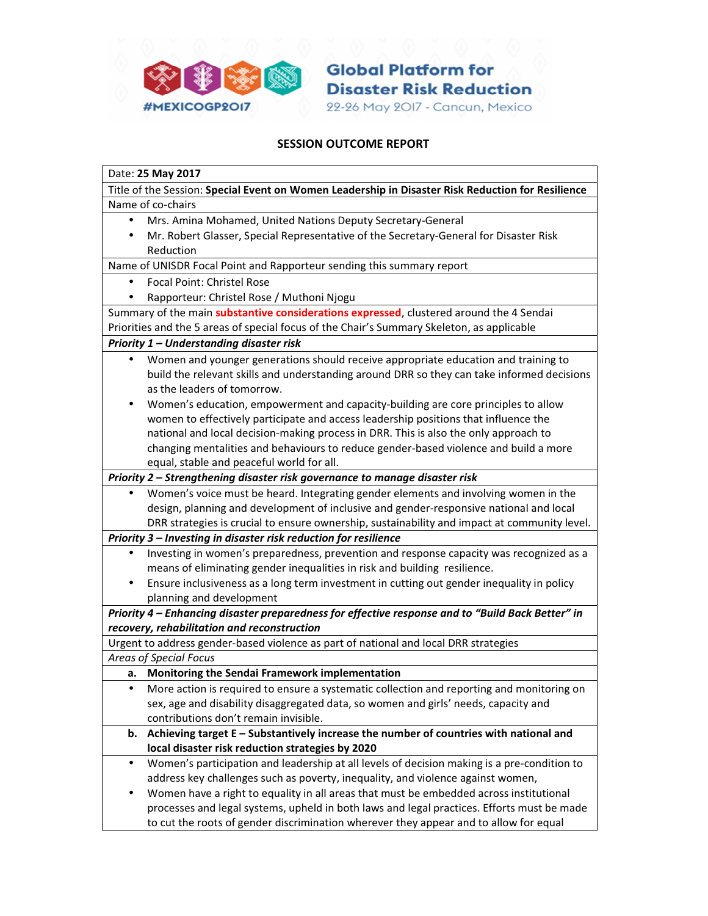Global Platform for Disaster Risk Reduction

#MEXICOGP2017

22-26 May 2017 - Cancun, Mexico

## SESSION OUTCOME REPORT

Date: **25 May 2017**

Title of the Session: **Special Event on Women Leadership in Disaster Risk Reduction for Resilience**

Name of co-chairs

- Mrs. Amina Mohamed, United Nations Deputy Secretary-General
- Mr. Robert Glasser, Special Representative of the Secretary-General for Disaster Risk Reduction

Name of UNISDR Focal Point and Rapporteur sending this summary report

- Focal Point: Christel Rose
- Rapporteur: Christel Rose / Muthoni Njogu

Summary of the main **substantive considerations expressed**, clustered around the 4 Sendai Priorities and the 5 areas of special focus of the Chair's Summary Skeleton, as applicable

***Priority 1 – Understanding disaster risk***

- Women and younger generations should receive appropriate education and training to build the relevant skills and understanding around DRR so they can take informed decisions as the leaders of tomorrow.
- Women's education, empowerment and capacity-building are core principles to allow women to effectively participate and access leadership positions that influence the national and local decision-making process in DRR. This is also the only approach to changing mentalities and behaviours to reduce gender-based violence and build a more equal, stable and peaceful world for all.

***Priority 2 – Strengthening disaster risk governance to manage disaster risk***

- Women's voice must be heard. Integrating gender elements and involving women in the design, planning and development of inclusive and gender-responsive national and local DRR strategies is crucial to ensure ownership, sustainability and impact at community level.

***Priority 3 – Investing in disaster risk reduction for resilience***

- Investing in women's preparedness, prevention and response capacity was recognized as a means of eliminating gender inequalities in risk and building resilience.
- Ensure inclusiveness as a long term investment in cutting out gender inequality in policy planning and development

***Priority 4 – Enhancing disaster preparedness for effective response and to "Build Back Better" in recovery, rehabilitation and reconstruction***

Urgent to address gender-based violence as part of national and local DRR strategies

*Areas of Special Focus*

**a. Monitoring the Sendai Framework implementation**

- More action is required to ensure a systematic collection and reporting and monitoring on sex, age and disability disaggregated data, so women and girls' needs, capacity and contributions don't remain invisible.

**b. Achieving target E – Substantively increase the number of countries with national and local disaster risk reduction strategies by 2020**

- Women's participation and leadership at all levels of decision making is a pre-condition to address key challenges such as poverty, inequality, and violence against women,
- Women have a right to equality in all areas that must be embedded across institutional processes and legal systems, upheld in both laws and legal practices. Efforts must be made to cut the roots of gender discrimination wherever they appear and to allow for equal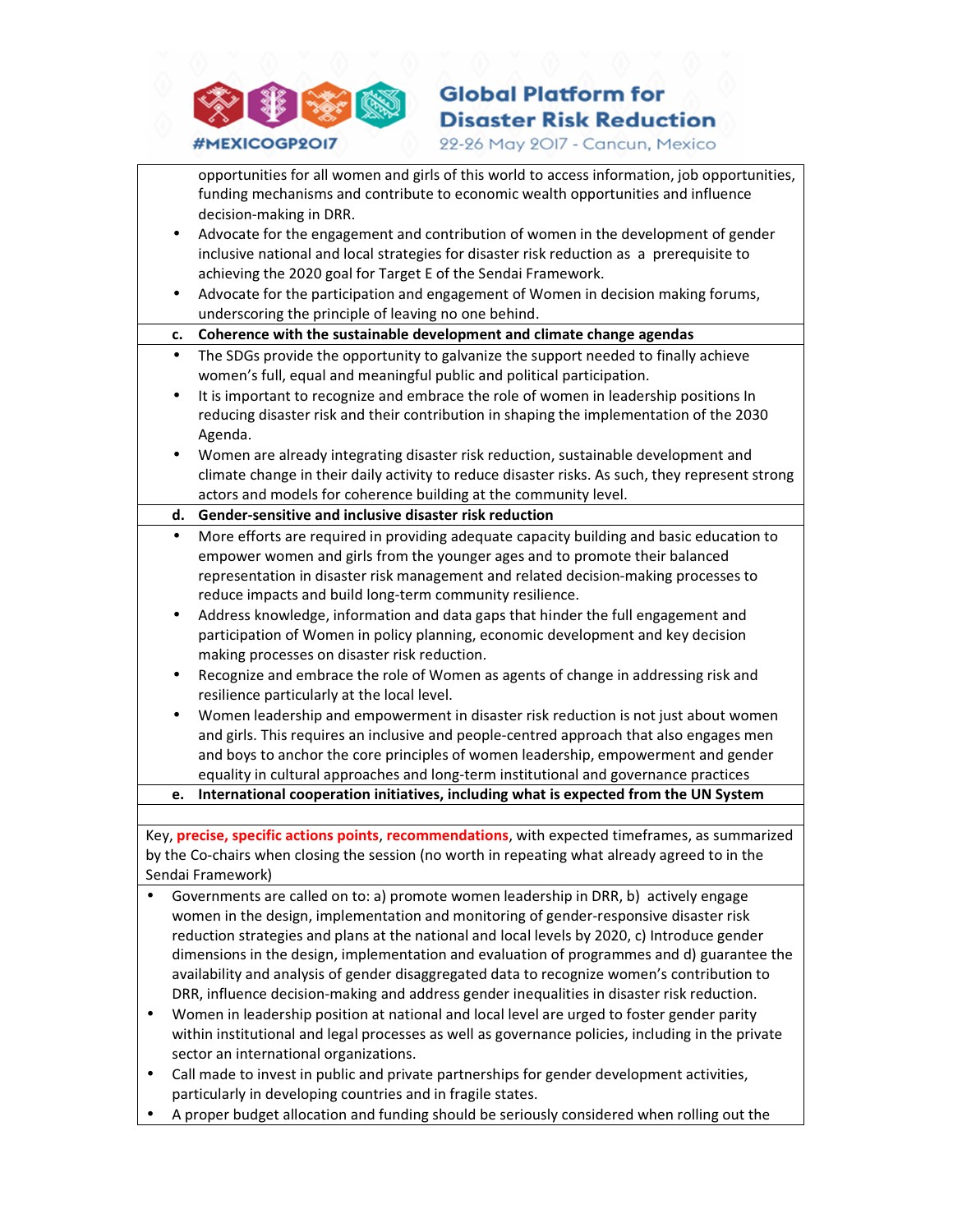opportunities for all women and girls of this world to access information, job opportunities, funding mechanisms and contribute to economic wealth opportunities and influence decision-making in DRR.

- Advocate for the engagement and contribution of women in the development of gender inclusive national and local strategies for disaster risk reduction as a prerequisite to achieving the 2020 goal for Target E of the Sendai Framework.
- Advocate for the participation and engagement of Women in decision making forums, underscoring the principle of leaving no one behind.

**c. Coherence with the sustainable development and climate change agendas**

- The SDGs provide the opportunity to galvanize the support needed to finally achieve women's full, equal and meaningful public and political participation.
- It is important to recognize and embrace the role of women in leadership positions In reducing disaster risk and their contribution in shaping the implementation of the 2030 Agenda.
- Women are already integrating disaster risk reduction, sustainable development and climate change in their daily activity to reduce disaster risks. As such, they represent strong actors and models for coherence building at the community level.

**d. Gender-sensitive and inclusive disaster risk reduction**

- More efforts are required in providing adequate capacity building and basic education to empower women and girls from the younger ages and to promote their balanced representation in disaster risk management and related decision-making processes to reduce impacts and build long-term community resilience.
- Address knowledge, information and data gaps that hinder the full engagement and participation of Women in policy planning, economic development and key decision making processes on disaster risk reduction.
- Recognize and embrace the role of Women as agents of change in addressing risk and resilience particularly at the local level.
- Women leadership and empowerment in disaster risk reduction is not just about women and girls. This requires an inclusive and people-centred approach that also engages men and boys to anchor the core principles of women leadership, empowerment and gender equality in cultural approaches and long-term institutional and governance practices

**e. International cooperation initiatives, including what is expected from the UN System**

Key, **precise, specific actions points**, **recommendations**, with expected timeframes, as summarized by the Co-chairs when closing the session (no worth in repeating what already agreed to in the Sendai Framework)

- Governments are called on to: a) promote women leadership in DRR, b) actively engage women in the design, implementation and monitoring of gender-responsive disaster risk reduction strategies and plans at the national and local levels by 2020, c) Introduce gender dimensions in the design, implementation and evaluation of programmes and d) guarantee the availability and analysis of gender disaggregated data to recognize women's contribution to DRR, influence decision-making and address gender inequalities in disaster risk reduction.
- Women in leadership position at national and local level are urged to foster gender parity within institutional and legal processes as well as governance policies, including in the private sector an international organizations.
- Call made to invest in public and private partnerships for gender development activities, particularly in developing countries and in fragile states.
- A proper budget allocation and funding should be seriously considered when rolling out the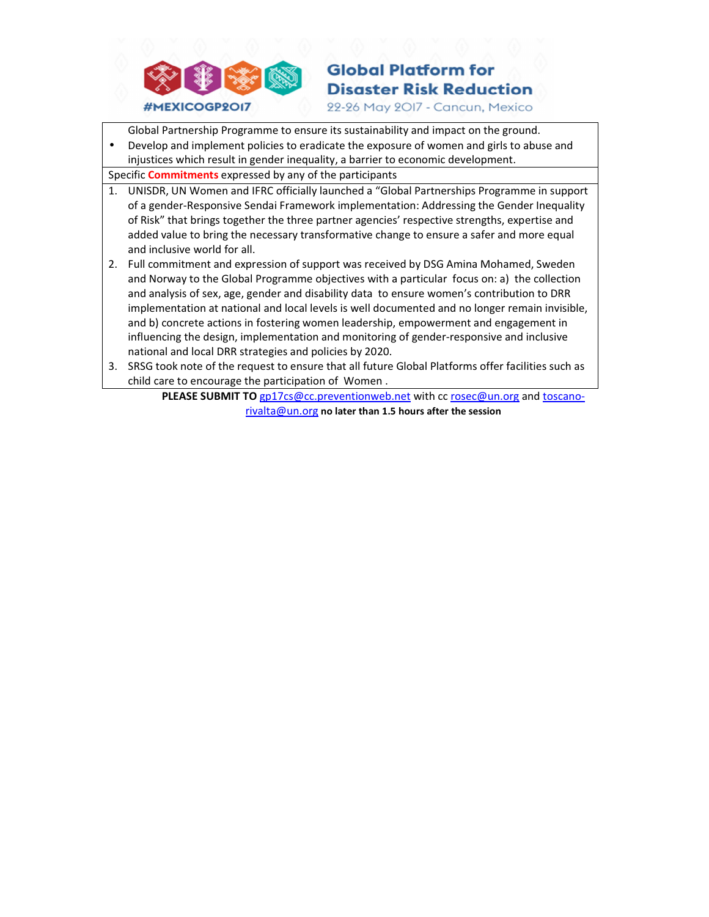Global Partnership Programme to ensure its sustainability and impact on the ground.

- Develop and implement policies to eradicate the exposure of women and girls to abuse and injustices which result in gender inequality, a barrier to economic development.

Specific **Commitments** expressed by any of the participants

1. UNISDR, UN Women and IFRC officially launched a "Global Partnerships Programme in support of a gender-Responsive Sendai Framework implementation: Addressing the Gender Inequality of Risk" that brings together the three partner agencies' respective strengths, expertise and added value to bring the necessary transformative change to ensure a safer and more equal and inclusive world for all.
2. Full commitment and expression of support was received by DSG Amina Mohamed, Sweden and Norway to the Global Programme objectives with a particular focus on: a) the collection and analysis of sex, age, gender and disability data to ensure women's contribution to DRR implementation at national and local levels is well documented and no longer remain invisible, and b) concrete actions in fostering women leadership, empowerment and engagement in influencing the design, implementation and monitoring of gender-responsive and inclusive national and local DRR strategies and policies by 2020.
3. SRSG took note of the request to ensure that all future Global Platforms offer facilities such as child care to encourage the participation of Women .

**PLEASE SUBMIT TO** gp17cs@cc.preventionweb.net with cc rosec@un.org and toscano-rivalta@un.org **no later than 1.5 hours after the session**